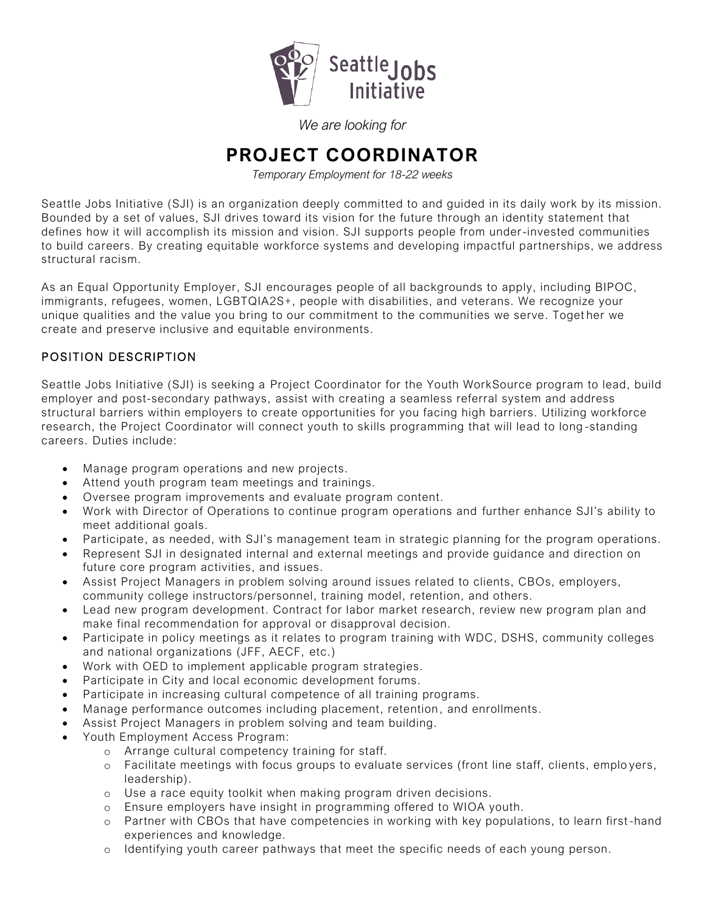Seattle Jobs Initiative

*We are looking for*

# PROJECT COORDINATOR

*Temporary Employment for 18-22 weeks*

Seattle Jobs Initiative (SJI) is an organization deeply committed to and guided in its daily work by its mission. Bounded by a set of values, SJI drives toward its vision for the future through an identity statement that defines how it will accomplish its mission and vision. SJI supports people from under-invested communities to build careers. By creating equitable workforce systems and developing impactful partnerships, we address structural racism.

As an Equal Opportunity Employer, SJI encourages people of all backgrounds to apply, including BIPOC, immigrants, refugees, women, LGBTQIA2S+, people with disabilities, and veterans. We recognize your unique qualities and the value you bring to our commitment to the communities we serve. Together we create and preserve inclusive and equitable environments.

## POSITION DESCRIPTION

Seattle Jobs Initiative (SJI) is seeking a Project Coordinator for the Youth WorkSource program to lead, build employer and post-secondary pathways, assist with creating a seamless referral system and address structural barriers within employers to create opportunities for you facing high barriers. Utilizing workforce research, the Project Coordinator will connect youth to skills programming that will lead to long-standing careers. Duties include:

- Manage program operations and new projects.
- Attend youth program team meetings and trainings.
- Oversee program improvements and evaluate program content.
- Work with Director of Operations to continue program operations and further enhance SJI's ability to meet additional goals.
- Participate, as needed, with SJI's management team in strategic planning for the program operations.
- Represent SJI in designated internal and external meetings and provide guidance and direction on future core program activities, and issues.
- Assist Project Managers in problem solving around issues related to clients, CBOs, employers, community college instructors/personnel, training model, retention, and others.
- Lead new program development. Contract for labor market research, review new program plan and make final recommendation for approval or disapproval decision.
- Participate in policy meetings as it relates to program training with WDC, DSHS, community colleges and national organizations (JFF, AECF, etc.)
- Work with OED to implement applicable program strategies.
- Participate in City and local economic development forums.
- Participate in increasing cultural competence of all training programs.
- Manage performance outcomes including placement, retention, and enrollments.
- Assist Project Managers in problem solving and team building.
- Youth Employment Access Program:
  - Arrange cultural competency training for staff.
  - Facilitate meetings with focus groups to evaluate services (front line staff, clients, employers, leadership).
  - Use a race equity toolkit when making program driven decisions.
  - Ensure employers have insight in programming offered to WIOA youth.
  - Partner with CBOs that have competencies in working with key populations, to learn first-hand experiences and knowledge.
  - Identifying youth career pathways that meet the specific needs of each young person.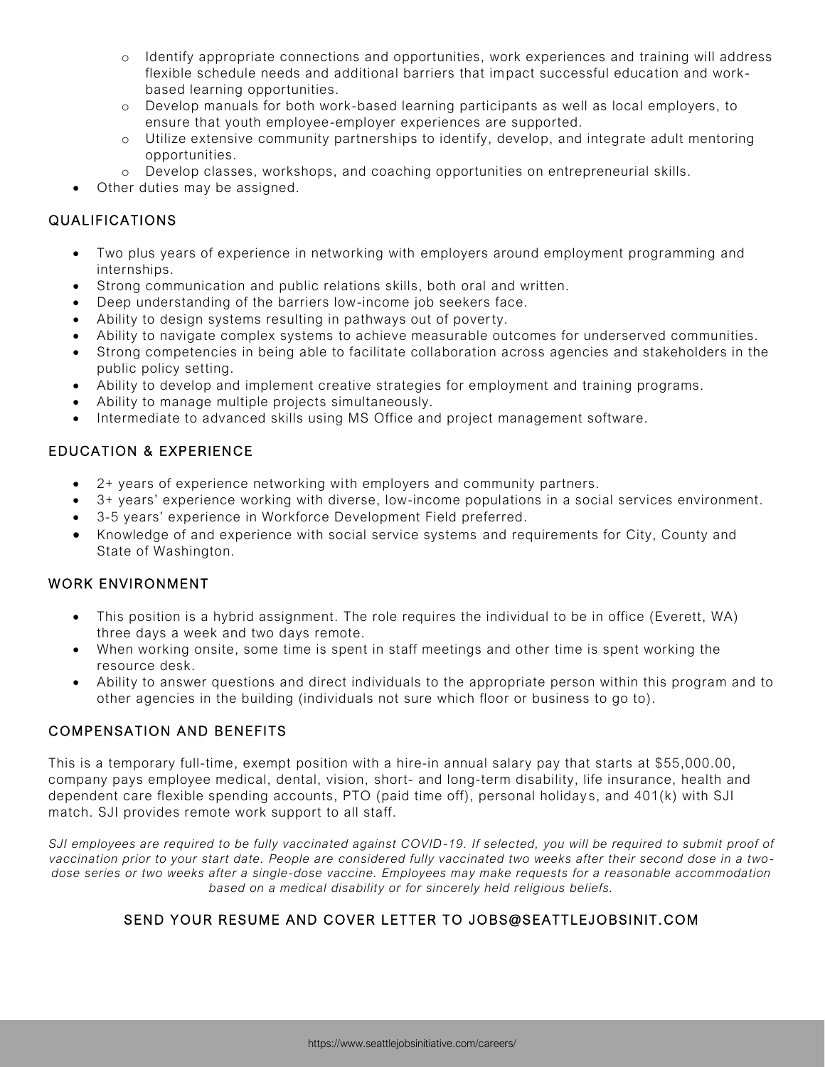- Identify appropriate connections and opportunities, work experiences and training will address flexible schedule needs and additional barriers that impact successful education and work-based learning opportunities.
  - Develop manuals for both work-based learning participants as well as local employers, to ensure that youth employee-employer experiences are supported.
  - Utilize extensive community partnerships to identify, develop, and integrate adult mentoring opportunities.
  - Develop classes, workshops, and coaching opportunities on entrepreneurial skills.
- Other duties may be assigned.

## QUALIFICATIONS

- Two plus years of experience in networking with employers around employment programming and internships.
- Strong communication and public relations skills, both oral and written.
- Deep understanding of the barriers low-income job seekers face.
- Ability to design systems resulting in pathways out of poverty.
- Ability to navigate complex systems to achieve measurable outcomes for underserved communities.
- Strong competencies in being able to facilitate collaboration across agencies and stakeholders in the public policy setting.
- Ability to develop and implement creative strategies for employment and training programs.
- Ability to manage multiple projects simultaneously.
- Intermediate to advanced skills using MS Office and project management software.

## EDUCATION & EXPERIENCE

- 2+ years of experience networking with employers and community partners.
- 3+ years' experience working with diverse, low-income populations in a social services environment.
- 3-5 years' experience in Workforce Development Field preferred.
- Knowledge of and experience with social service systems and requirements for City, County and State of Washington.

## WORK ENVIRONMENT

- This position is a hybrid assignment. The role requires the individual to be in office (Everett, WA) three days a week and two days remote.
- When working onsite, some time is spent in staff meetings and other time is spent working the resource desk.
- Ability to answer questions and direct individuals to the appropriate person within this program and to other agencies in the building (individuals not sure which floor or business to go to).

## COMPENSATION AND BENEFITS

This is a temporary full-time, exempt position with a hire-in annual salary pay that starts at $55,000.00, company pays employee medical, dental, vision, short- and long-term disability, life insurance, health and dependent care flexible spending accounts, PTO (paid time off), personal holidays, and 401(k) with SJI match. SJI provides remote work support to all staff.

*SJI employees are required to be fully vaccinated against COVID-19. If selected, you will be required to submit proof of vaccination prior to your start date. People are considered fully vaccinated two weeks after their second dose in a two-dose series or two weeks after a single-dose vaccine. Employees may make requests for a reasonable accommodation based on a medical disability or for sincerely held religious beliefs.*

**SEND YOUR RESUME AND COVER LETTER TO JOBS@SEATTLEJOBSINIT.COM**

https://www.seattlejobsinitiative.com/careers/